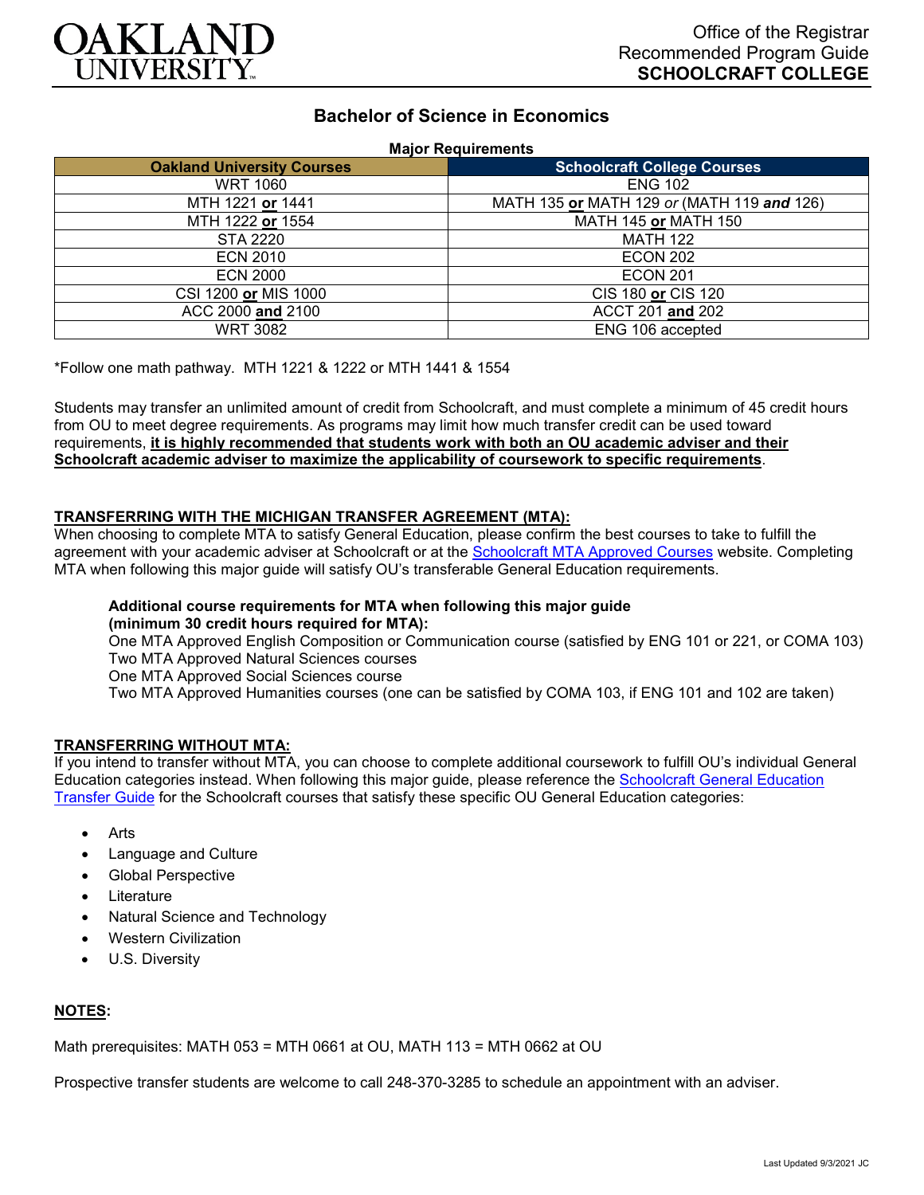Office of the Registrar
Recommended Program Guide
**SCHOOLCRAFT COLLEGE**

# Bachelor of Science in Economics

**Major Requirements**

| Oakland University Courses | Schoolcraft College Courses |
|---|---|
| WRT 1060 | ENG 102 |
| MTH 1221 **or** 1441 | MATH 135 **or** MATH 129 *or* (MATH 119 ***and*** 126) |
| MTH 1222 **or** 1554 | MATH 145 **or** MATH 150 |
| STA 2220 | MATH 122 |
| ECN 2010 | ECON 202 |
| ECN 2000 | ECON 201 |
| CSI 1200 **or** MIS 1000 | CIS 180 **or** CIS 120 |
| ACC 2000 **and** 2100 | ACCT 201 **and** 202 |
| WRT 3082 | ENG 106 accepted |

*Follow one math pathway. MTH 1221 & 1222 or MTH 1441 & 1554

Students may transfer an unlimited amount of credit from Schoolcraft, and must complete a minimum of 45 credit hours from OU to meet degree requirements. As programs may limit how much transfer credit can be used toward requirements, **it is highly recommended that students work with both an OU academic adviser and their Schoolcraft academic adviser to maximize the applicability of coursework to specific requirements**.

## TRANSFERRING WITH THE MICHIGAN TRANSFER AGREEMENT (MTA):

When choosing to complete MTA to satisfy General Education, please confirm the best courses to take to fulfill the agreement with your academic adviser at Schoolcraft or at the Schoolcraft MTA Approved Courses website. Completing MTA when following this major guide will satisfy OU's transferable General Education requirements.

**Additional course requirements for MTA when following this major guide (minimum 30 credit hours required for MTA):**
One MTA Approved English Composition or Communication course (satisfied by ENG 101 or 221, or COMA 103)
Two MTA Approved Natural Sciences courses
One MTA Approved Social Sciences course
Two MTA Approved Humanities courses (one can be satisfied by COMA 103, if ENG 101 and 102 are taken)

## TRANSFERRING WITHOUT MTA:

If you intend to transfer without MTA, you can choose to complete additional coursework to fulfill OU's individual General Education categories instead. When following this major guide, please reference the Schoolcraft General Education Transfer Guide for the Schoolcraft courses that satisfy these specific OU General Education categories:

- Arts
- Language and Culture
- Global Perspective
- Literature
- Natural Science and Technology
- Western Civilization
- U.S. Diversity

## NOTES:

Math prerequisites: MATH 053 = MTH 0661 at OU, MATH 113 = MTH 0662 at OU

Prospective transfer students are welcome to call 248-370-3285 to schedule an appointment with an adviser.

Last Updated 9/3/2021 JC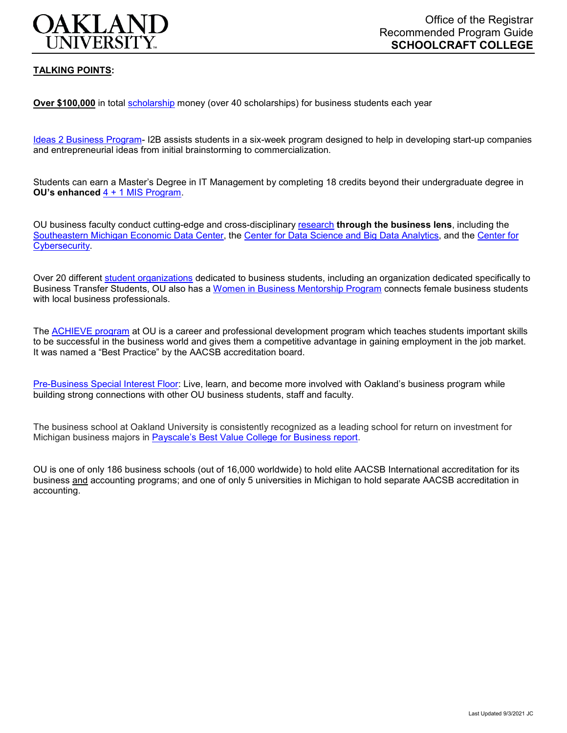**TALKING POINTS:**

**Over $100,000** in total scholarship money (over 40 scholarships) for business students each year

Ideas 2 Business Program- I2B assists students in a six-week program designed to help in developing start-up companies and entrepreneurial ideas from initial brainstorming to commercialization.

Students can earn a Master's Degree in IT Management by completing 18 credits beyond their undergraduate degree in **OU's enhanced** 4 + 1 MIS Program.

OU business faculty conduct cutting-edge and cross-disciplinary research **through the business lens**, including the Southeastern Michigan Economic Data Center, the Center for Data Science and Big Data Analytics, and the Center for Cybersecurity.

Over 20 different student organizations dedicated to business students, including an organization dedicated specifically to Business Transfer Students, OU also has a Women in Business Mentorship Program connects female business students with local business professionals.

The ACHIEVE program at OU is a career and professional development program which teaches students important skills to be successful in the business world and gives them a competitive advantage in gaining employment in the job market. It was named a "Best Practice" by the AACSB accreditation board.

Pre-Business Special Interest Floor: Live, learn, and become more involved with Oakland's business program while building strong connections with other OU business students, staff and faculty.

The business school at Oakland University is consistently recognized as a leading school for return on investment for Michigan business majors in Payscale's Best Value College for Business report.

OU is one of only 186 business schools (out of 16,000 worldwide) to hold elite AACSB International accreditation for its business and accounting programs; and one of only 5 universities in Michigan to hold separate AACSB accreditation in accounting.